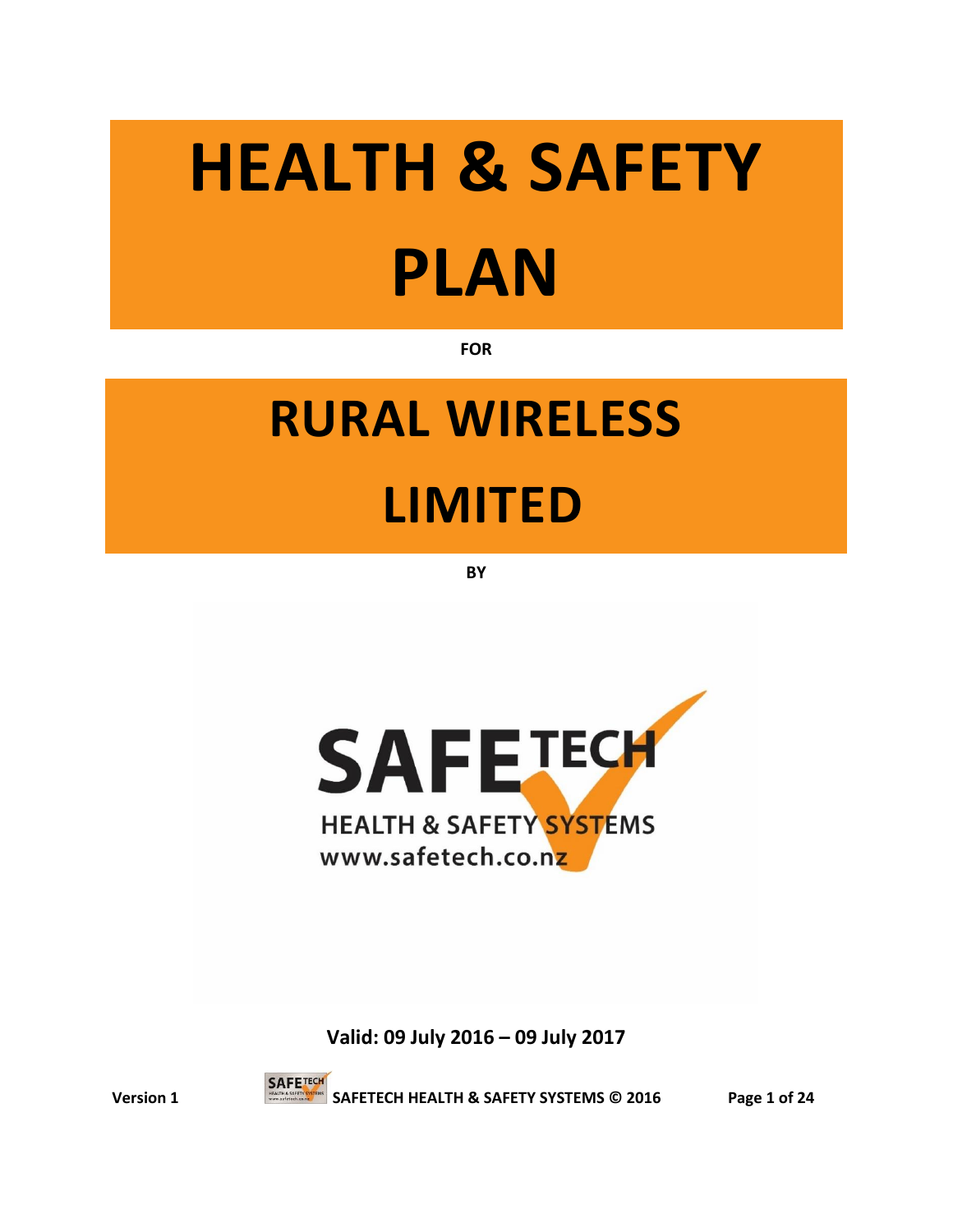# HEALTH & SAFETY PLAN

**FOR**

# RURAL WIRELESS LIMITED

**BY**

SAFETECH

HEALTH & SAFETY SYSTEMS

www.safetech.co.nz

**Valid: 09 July 2016 – 09 July 2017**

**Version 1** **SAFETECH HEALTH & SAFETY SYSTEMS © 2016**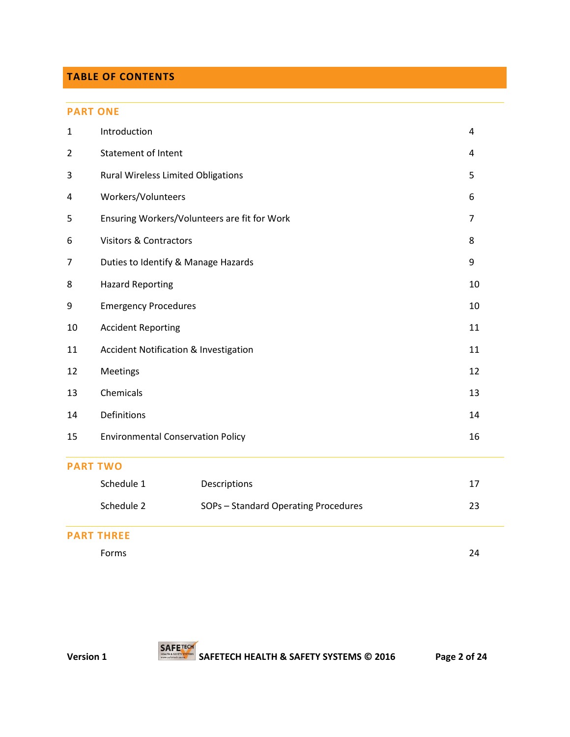## TABLE OF CONTENTS

### PART ONE

| | | |
|---|---|---|
| 1 | Introduction | 4 |
| 2 | Statement of Intent | 4 |
| 3 | Rural Wireless Limited Obligations | 5 |
| 4 | Workers/Volunteers | 6 |
| 5 | Ensuring Workers/Volunteers are fit for Work | 7 |
| 6 | Visitors & Contractors | 8 |
| 7 | Duties to Identify & Manage Hazards | 9 |
| 8 | Hazard Reporting | 10 |
| 9 | Emergency Procedures | 10 |
| 10 | Accident Reporting | 11 |
| 11 | Accident Notification & Investigation | 11 |
| 12 | Meetings | 12 |
| 13 | Chemicals | 13 |
| 14 | Definitions | 14 |
| 15 | Environmental Conservation Policy | 16 |

### PART TWO

| | | |
|---|---|---|
| Schedule 1 | Descriptions | 17 |
| Schedule 2 | SOPs – Standard Operating Procedures | 23 |

### PART THREE

| | |
|---|---|
| Forms | 24 |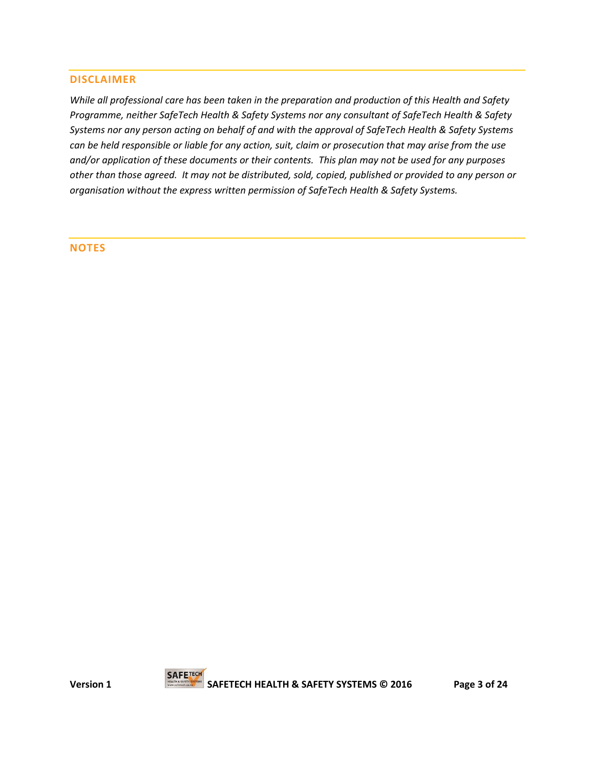## DISCLAIMER

*While all professional care has been taken in the preparation and production of this Health and Safety Programme, neither SafeTech Health & Safety Systems nor any consultant of SafeTech Health & Safety Systems nor any person acting on behalf of and with the approval of SafeTech Health & Safety Systems can be held responsible or liable for any action, suit, claim or prosecution that may arise from the use and/or application of these documents or their contents. This plan may not be used for any purposes other than those agreed. It may not be distributed, sold, copied, published or provided to any person or organisation without the express written permission of SafeTech Health & Safety Systems.*

## NOTES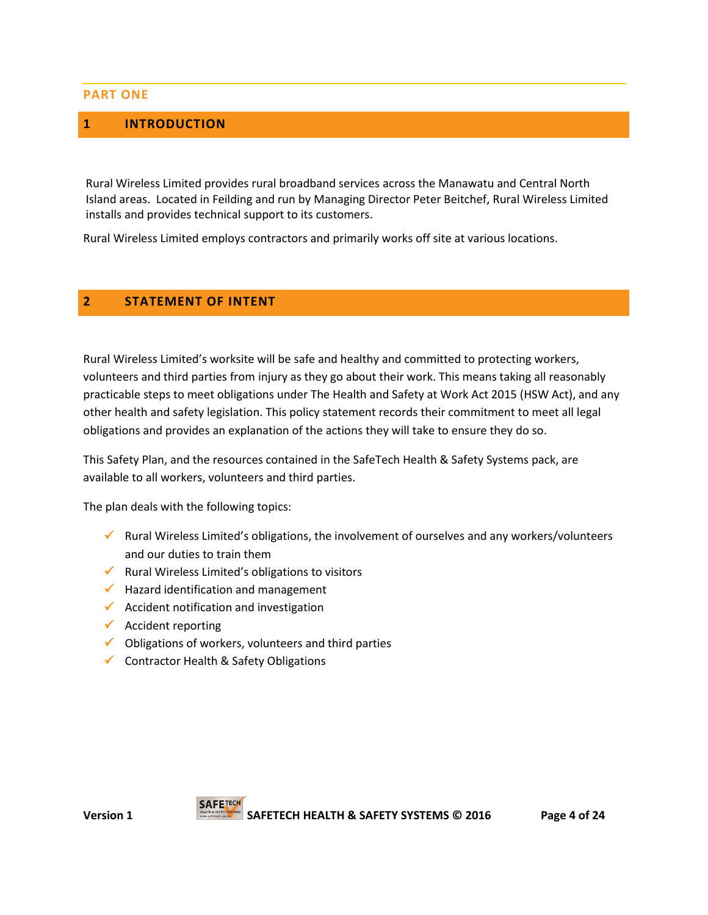**PART ONE**

# 1 INTRODUCTION

Rural Wireless Limited provides rural broadband services across the Manawatu and Central North Island areas. Located in Feilding and run by Managing Director Peter Beitchef, Rural Wireless Limited installs and provides technical support to its customers.

Rural Wireless Limited employs contractors and primarily works off site at various locations.

# 2 STATEMENT OF INTENT

Rural Wireless Limited's worksite will be safe and healthy and committed to protecting workers, volunteers and third parties from injury as they go about their work. This means taking all reasonably practicable steps to meet obligations under The Health and Safety at Work Act 2015 (HSW Act), and any other health and safety legislation. This policy statement records their commitment to meet all legal obligations and provides an explanation of the actions they will take to ensure they do so.

This Safety Plan, and the resources contained in the SafeTech Health & Safety Systems pack, are available to all workers, volunteers and third parties.

The plan deals with the following topics:

- ✓ Rural Wireless Limited's obligations, the involvement of ourselves and any workers/volunteers and our duties to train them
- ✓ Rural Wireless Limited's obligations to visitors
- ✓ Hazard identification and management
- ✓ Accident notification and investigation
- ✓ Accident reporting
- ✓ Obligations of workers, volunteers and third parties
- ✓ Contractor Health & Safety Obligations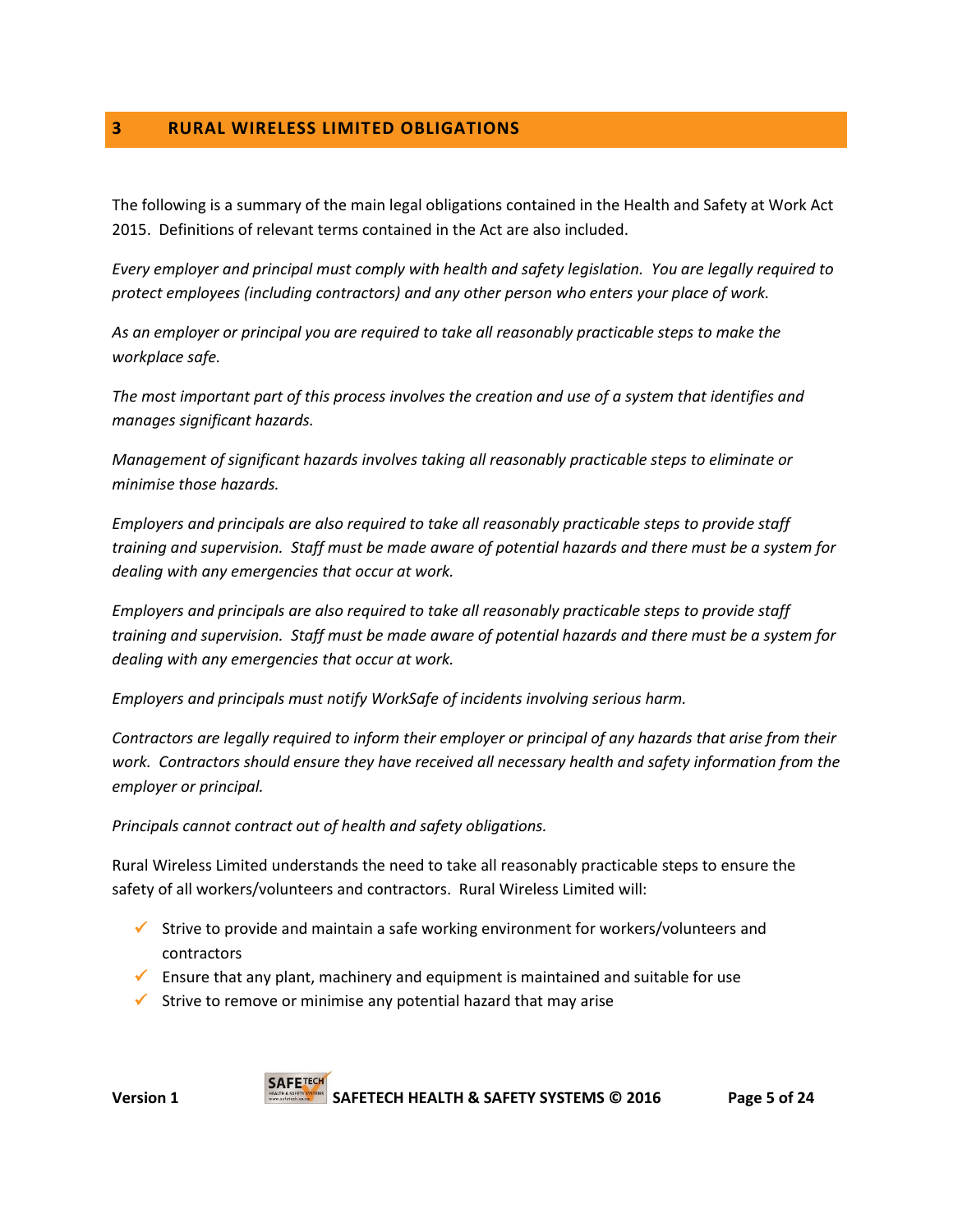## 3 RURAL WIRELESS LIMITED OBLIGATIONS

The following is a summary of the main legal obligations contained in the Health and Safety at Work Act 2015. Definitions of relevant terms contained in the Act are also included.

*Every employer and principal must comply with health and safety legislation. You are legally required to protect employees (including contractors) and any other person who enters your place of work.*

*As an employer or principal you are required to take all reasonably practicable steps to make the workplace safe.*

*The most important part of this process involves the creation and use of a system that identifies and manages significant hazards.*

*Management of significant hazards involves taking all reasonably practicable steps to eliminate or minimise those hazards.*

*Employers and principals are also required to take all reasonably practicable steps to provide staff training and supervision. Staff must be made aware of potential hazards and there must be a system for dealing with any emergencies that occur at work.*

*Employers and principals are also required to take all reasonably practicable steps to provide staff training and supervision. Staff must be made aware of potential hazards and there must be a system for dealing with any emergencies that occur at work.*

*Employers and principals must notify WorkSafe of incidents involving serious harm.*

*Contractors are legally required to inform their employer or principal of any hazards that arise from their work. Contractors should ensure they have received all necessary health and safety information from the employer or principal.*

*Principals cannot contract out of health and safety obligations.*

Rural Wireless Limited understands the need to take all reasonably practicable steps to ensure the safety of all workers/volunteers and contractors. Rural Wireless Limited will:

- ✓ Strive to provide and maintain a safe working environment for workers/volunteers and contractors
- ✓ Ensure that any plant, machinery and equipment is maintained and suitable for use
- ✓ Strive to remove or minimise any potential hazard that may arise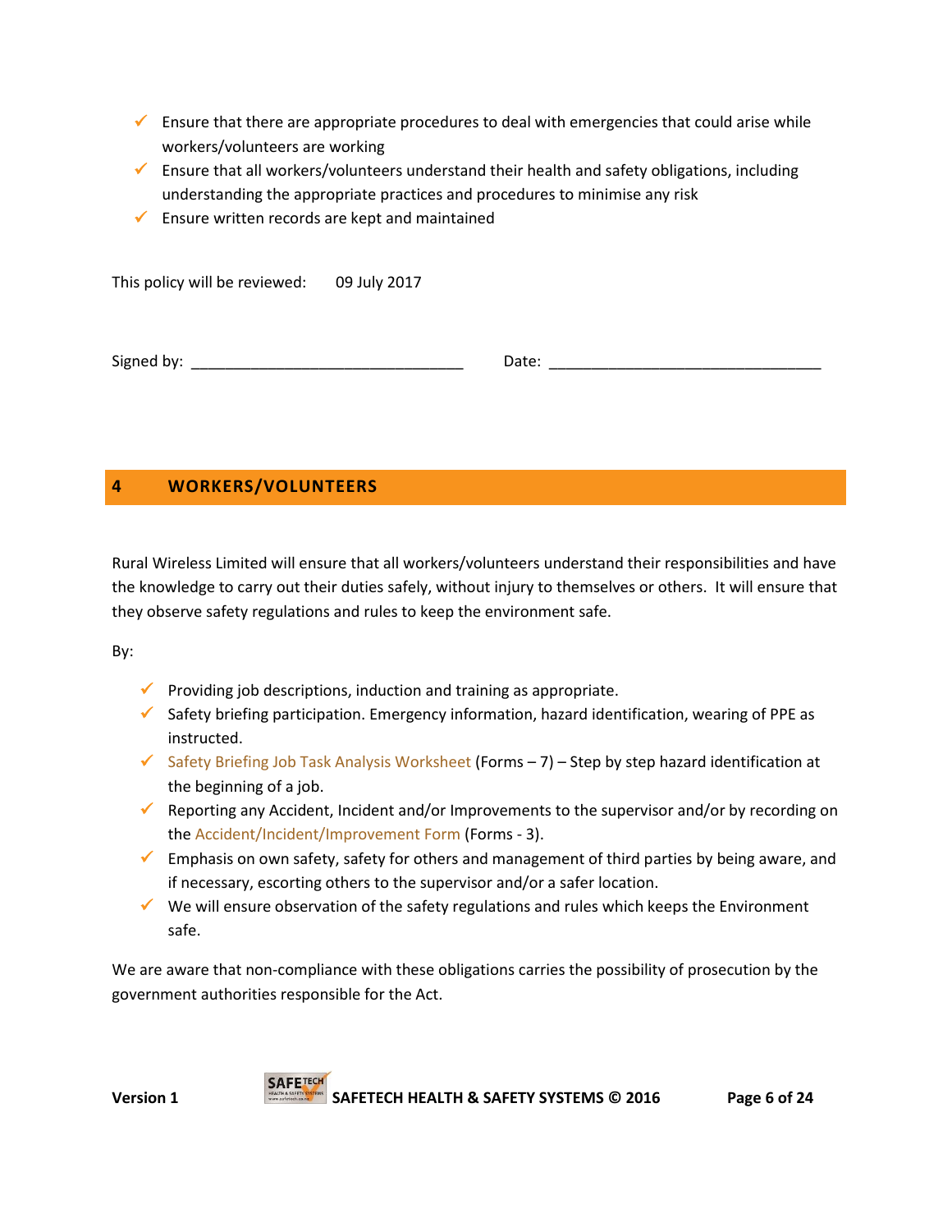- ✓ Ensure that there are appropriate procedures to deal with emergencies that could arise while workers/volunteers are working
- ✓ Ensure that all workers/volunteers understand their health and safety obligations, including understanding the appropriate practices and procedures to minimise any risk
- ✓ Ensure written records are kept and maintained

This policy will be reviewed: 09 July 2017

Signed by: ________________________________ Date: ________________________________

## 4 WORKERS/VOLUNTEERS

Rural Wireless Limited will ensure that all workers/volunteers understand their responsibilities and have the knowledge to carry out their duties safely, without injury to themselves or others. It will ensure that they observe safety regulations and rules to keep the environment safe.

By:

- ✓ Providing job descriptions, induction and training as appropriate.
- ✓ Safety briefing participation. Emergency information, hazard identification, wearing of PPE as instructed.
- ✓ Safety Briefing Job Task Analysis Worksheet (Forms – 7) – Step by step hazard identification at the beginning of a job.
- ✓ Reporting any Accident, Incident and/or Improvements to the supervisor and/or by recording on the Accident/Incident/Improvement Form (Forms - 3).
- ✓ Emphasis on own safety, safety for others and management of third parties by being aware, and if necessary, escorting others to the supervisor and/or a safer location.
- ✓ We will ensure observation of the safety regulations and rules which keeps the Environment safe.

We are aware that non-compliance with these obligations carries the possibility of prosecution by the government authorities responsible for the Act.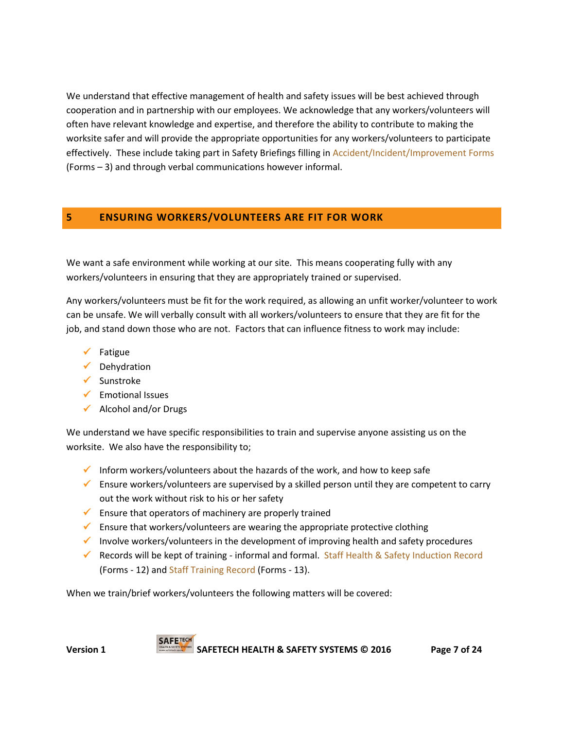We understand that effective management of health and safety issues will be best achieved through cooperation and in partnership with our employees. We acknowledge that any workers/volunteers will often have relevant knowledge and expertise, and therefore the ability to contribute to making the worksite safer and will provide the appropriate opportunities for any workers/volunteers to participate effectively. These include taking part in Safety Briefings filling in Accident/Incident/Improvement Forms (Forms – 3) and through verbal communications however informal.

## 5 ENSURING WORKERS/VOLUNTEERS ARE FIT FOR WORK

We want a safe environment while working at our site. This means cooperating fully with any workers/volunteers in ensuring that they are appropriately trained or supervised.

Any workers/volunteers must be fit for the work required, as allowing an unfit worker/volunteer to work can be unsafe. We will verbally consult with all workers/volunteers to ensure that they are fit for the job, and stand down those who are not. Factors that can influence fitness to work may include:

- ✓ Fatigue
- ✓ Dehydration
- ✓ Sunstroke
- ✓ Emotional Issues
- ✓ Alcohol and/or Drugs

We understand we have specific responsibilities to train and supervise anyone assisting us on the worksite. We also have the responsibility to;

- ✓ Inform workers/volunteers about the hazards of the work, and how to keep safe
- ✓ Ensure workers/volunteers are supervised by a skilled person until they are competent to carry out the work without risk to his or her safety
- ✓ Ensure that operators of machinery are properly trained
- ✓ Ensure that workers/volunteers are wearing the appropriate protective clothing
- ✓ Involve workers/volunteers in the development of improving health and safety procedures
- ✓ Records will be kept of training - informal and formal. Staff Health & Safety Induction Record (Forms - 12) and Staff Training Record (Forms - 13).

When we train/brief workers/volunteers the following matters will be covered: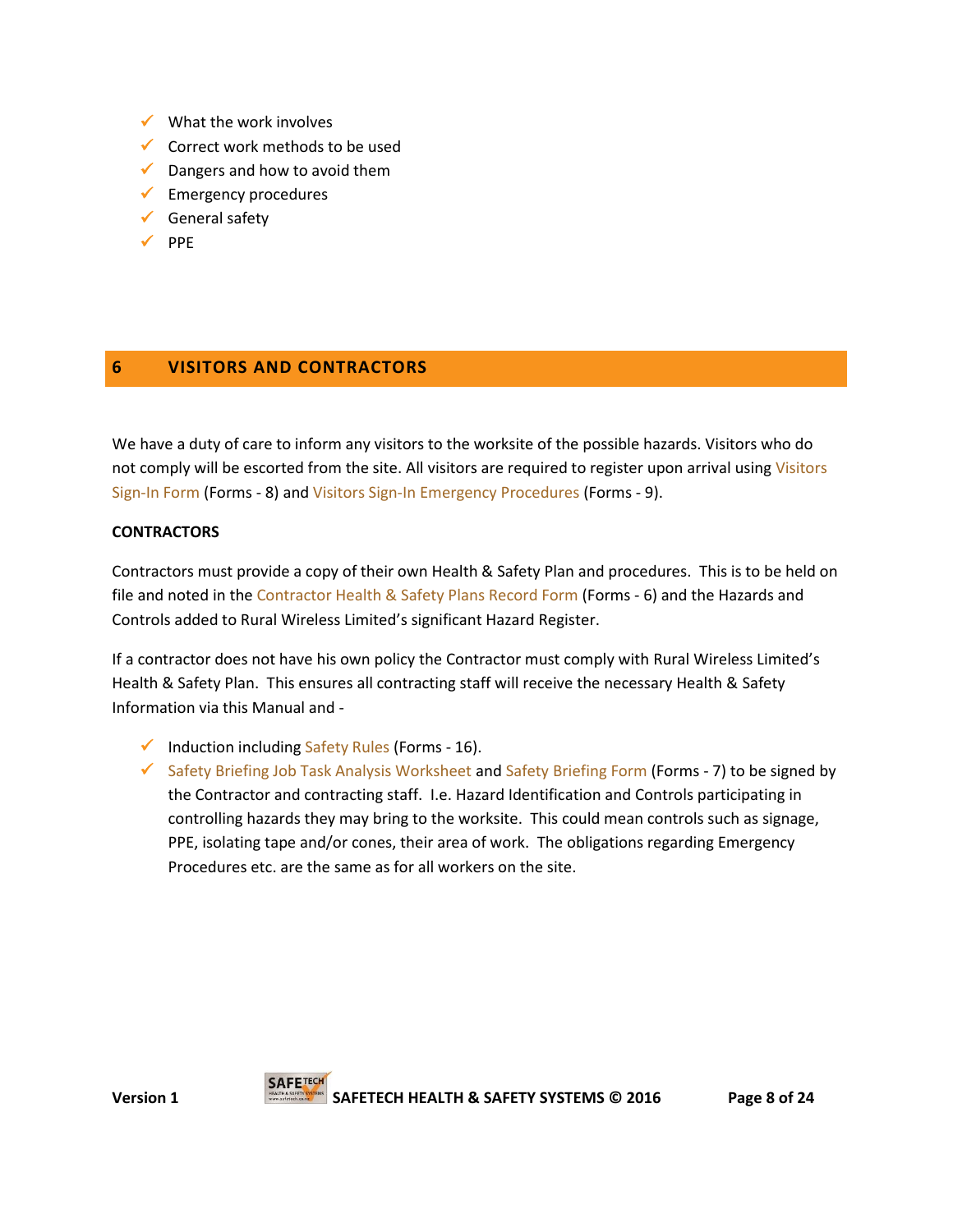- What the work involves
- Correct work methods to be used
- Dangers and how to avoid them
- Emergency procedures
- General safety
- PPE

## 6 VISITORS AND CONTRACTORS

We have a duty of care to inform any visitors to the worksite of the possible hazards. Visitors who do not comply will be escorted from the site. All visitors are required to register upon arrival using Visitors Sign-In Form (Forms - 8) and Visitors Sign-In Emergency Procedures (Forms - 9).

**CONTRACTORS**

Contractors must provide a copy of their own Health & Safety Plan and procedures. This is to be held on file and noted in the Contractor Health & Safety Plans Record Form (Forms - 6) and the Hazards and Controls added to Rural Wireless Limited's significant Hazard Register.

If a contractor does not have his own policy the Contractor must comply with Rural Wireless Limited's Health & Safety Plan. This ensures all contracting staff will receive the necessary Health & Safety Information via this Manual and -

- Induction including Safety Rules (Forms - 16).
- Safety Briefing Job Task Analysis Worksheet and Safety Briefing Form (Forms - 7) to be signed by the Contractor and contracting staff. I.e. Hazard Identification and Controls participating in controlling hazards they may bring to the worksite. This could mean controls such as signage, PPE, isolating tape and/or cones, their area of work. The obligations regarding Emergency Procedures etc. are the same as for all workers on the site.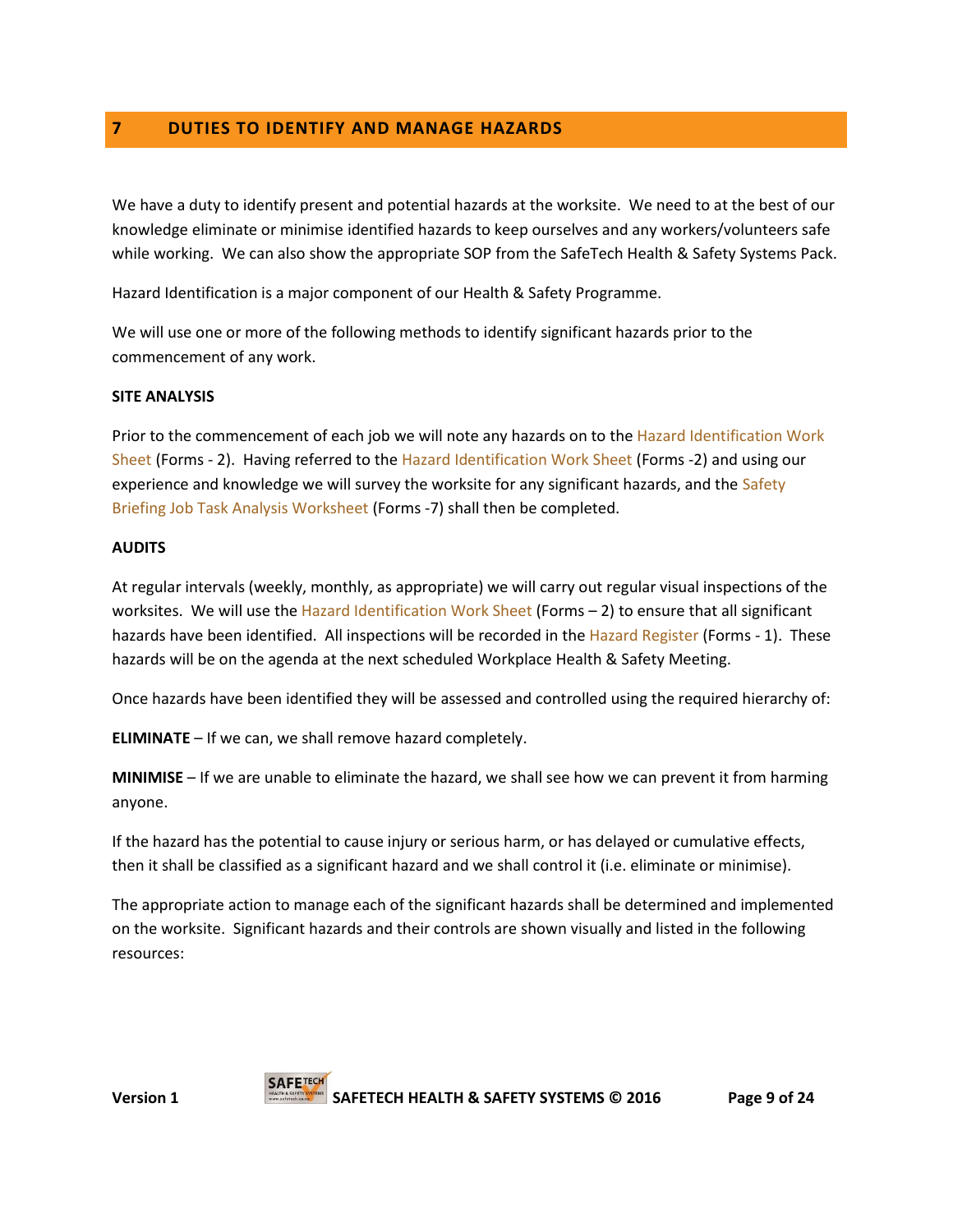## 7 DUTIES TO IDENTIFY AND MANAGE HAZARDS

We have a duty to identify present and potential hazards at the worksite. We need to at the best of our knowledge eliminate or minimise identified hazards to keep ourselves and any workers/volunteers safe while working. We can also show the appropriate SOP from the SafeTech Health & Safety Systems Pack.

Hazard Identification is a major component of our Health & Safety Programme.

We will use one or more of the following methods to identify significant hazards prior to the commencement of any work.

**SITE ANALYSIS**

Prior to the commencement of each job we will note any hazards on to the Hazard Identification Work Sheet (Forms - 2). Having referred to the Hazard Identification Work Sheet (Forms -2) and using our experience and knowledge we will survey the worksite for any significant hazards, and the Safety Briefing Job Task Analysis Worksheet (Forms -7) shall then be completed.

**AUDITS**

At regular intervals (weekly, monthly, as appropriate) we will carry out regular visual inspections of the worksites. We will use the Hazard Identification Work Sheet (Forms – 2) to ensure that all significant hazards have been identified. All inspections will be recorded in the Hazard Register (Forms - 1). These hazards will be on the agenda at the next scheduled Workplace Health & Safety Meeting.

Once hazards have been identified they will be assessed and controlled using the required hierarchy of:

**ELIMINATE** – If we can, we shall remove hazard completely.

**MINIMISE** – If we are unable to eliminate the hazard, we shall see how we can prevent it from harming anyone.

If the hazard has the potential to cause injury or serious harm, or has delayed or cumulative effects, then it shall be classified as a significant hazard and we shall control it (i.e. eliminate or minimise).

The appropriate action to manage each of the significant hazards shall be determined and implemented on the worksite. Significant hazards and their controls are shown visually and listed in the following resources: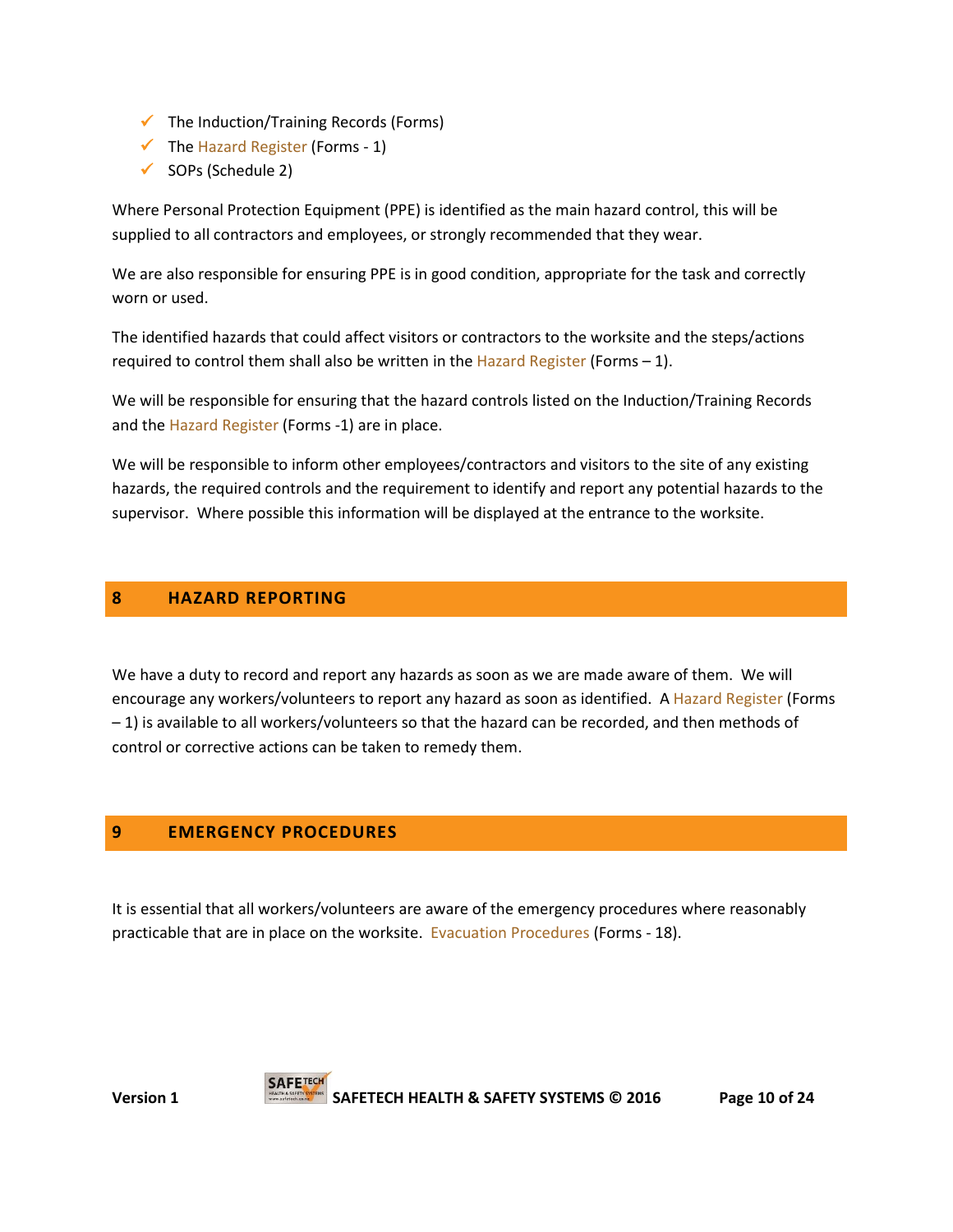- ✓ The Induction/Training Records (Forms)
- ✓ The Hazard Register (Forms - 1)
- ✓ SOPs (Schedule 2)

Where Personal Protection Equipment (PPE) is identified as the main hazard control, this will be supplied to all contractors and employees, or strongly recommended that they wear.

We are also responsible for ensuring PPE is in good condition, appropriate for the task and correctly worn or used.

The identified hazards that could affect visitors or contractors to the worksite and the steps/actions required to control them shall also be written in the Hazard Register (Forms – 1).

We will be responsible for ensuring that the hazard controls listed on the Induction/Training Records and the Hazard Register (Forms -1) are in place.

We will be responsible to inform other employees/contractors and visitors to the site of any existing hazards, the required controls and the requirement to identify and report any potential hazards to the supervisor. Where possible this information will be displayed at the entrance to the worksite.

## 8 HAZARD REPORTING

We have a duty to record and report any hazards as soon as we are made aware of them. We will encourage any workers/volunteers to report any hazard as soon as identified. A Hazard Register (Forms – 1) is available to all workers/volunteers so that the hazard can be recorded, and then methods of control or corrective actions can be taken to remedy them.

## 9 EMERGENCY PROCEDURES

It is essential that all workers/volunteers are aware of the emergency procedures where reasonably practicable that are in place on the worksite. Evacuation Procedures (Forms - 18).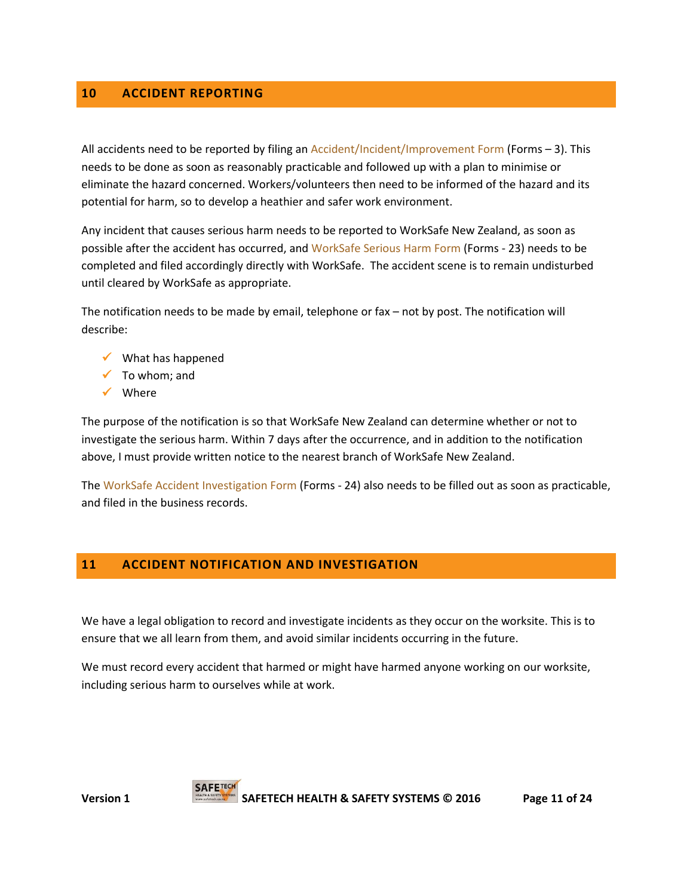## 10 ACCIDENT REPORTING

All accidents need to be reported by filing an Accident/Incident/Improvement Form (Forms – 3). This needs to be done as soon as reasonably practicable and followed up with a plan to minimise or eliminate the hazard concerned. Workers/volunteers then need to be informed of the hazard and its potential for harm, so to develop a heathier and safer work environment.

Any incident that causes serious harm needs to be reported to WorkSafe New Zealand, as soon as possible after the accident has occurred, and WorkSafe Serious Harm Form (Forms - 23) needs to be completed and filed accordingly directly with WorkSafe. The accident scene is to remain undisturbed until cleared by WorkSafe as appropriate.

The notification needs to be made by email, telephone or fax – not by post. The notification will describe:

- ✓ What has happened
- ✓ To whom; and
- ✓ Where

The purpose of the notification is so that WorkSafe New Zealand can determine whether or not to investigate the serious harm. Within 7 days after the occurrence, and in addition to the notification above, I must provide written notice to the nearest branch of WorkSafe New Zealand.

The WorkSafe Accident Investigation Form (Forms - 24) also needs to be filled out as soon as practicable, and filed in the business records.

## 11 ACCIDENT NOTIFICATION AND INVESTIGATION

We have a legal obligation to record and investigate incidents as they occur on the worksite. This is to ensure that we all learn from them, and avoid similar incidents occurring in the future.

We must record every accident that harmed or might have harmed anyone working on our worksite, including serious harm to ourselves while at work.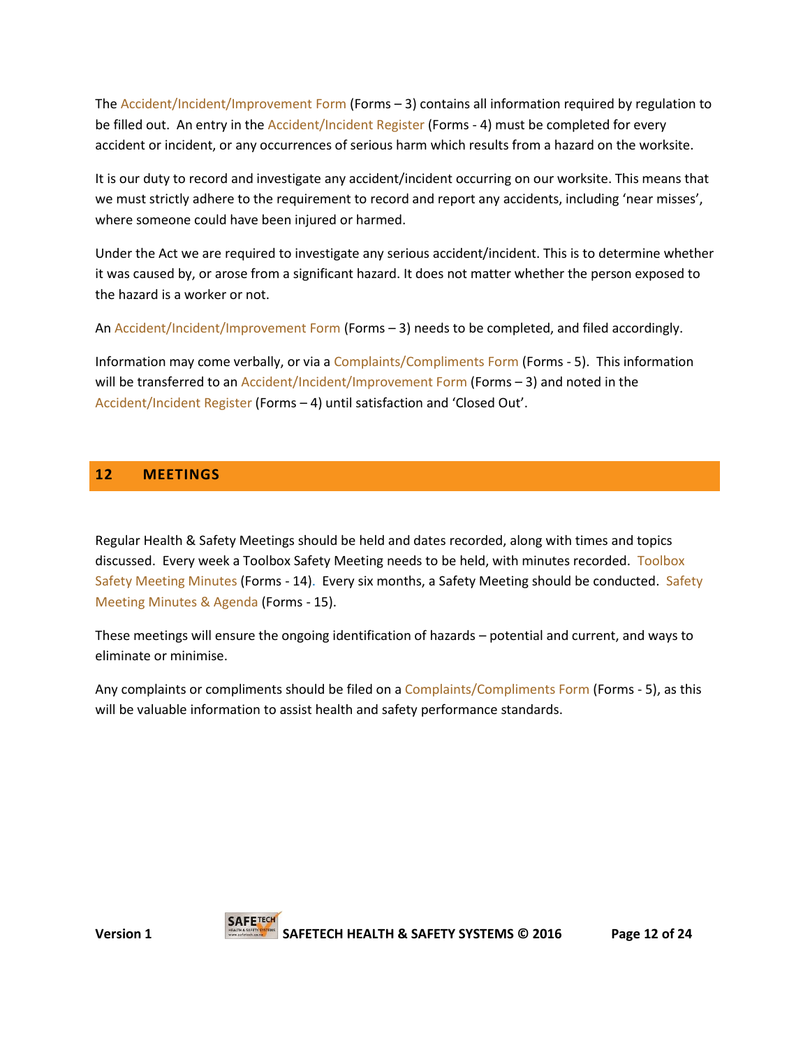The Accident/Incident/Improvement Form (Forms – 3) contains all information required by regulation to be filled out. An entry in the Accident/Incident Register (Forms - 4) must be completed for every accident or incident, or any occurrences of serious harm which results from a hazard on the worksite.

It is our duty to record and investigate any accident/incident occurring on our worksite. This means that we must strictly adhere to the requirement to record and report any accidents, including 'near misses', where someone could have been injured or harmed.

Under the Act we are required to investigate any serious accident/incident. This is to determine whether it was caused by, or arose from a significant hazard. It does not matter whether the person exposed to the hazard is a worker or not.

An Accident/Incident/Improvement Form (Forms – 3) needs to be completed, and filed accordingly.

Information may come verbally, or via a Complaints/Compliments Form (Forms - 5). This information will be transferred to an Accident/Incident/Improvement Form (Forms – 3) and noted in the Accident/Incident Register (Forms – 4) until satisfaction and 'Closed Out'.

## 12 MEETINGS

Regular Health & Safety Meetings should be held and dates recorded, along with times and topics discussed. Every week a Toolbox Safety Meeting needs to be held, with minutes recorded. Toolbox Safety Meeting Minutes (Forms - 14). Every six months, a Safety Meeting should be conducted. Safety Meeting Minutes & Agenda (Forms - 15).

These meetings will ensure the ongoing identification of hazards – potential and current, and ways to eliminate or minimise.

Any complaints or compliments should be filed on a Complaints/Compliments Form (Forms - 5), as this will be valuable information to assist health and safety performance standards.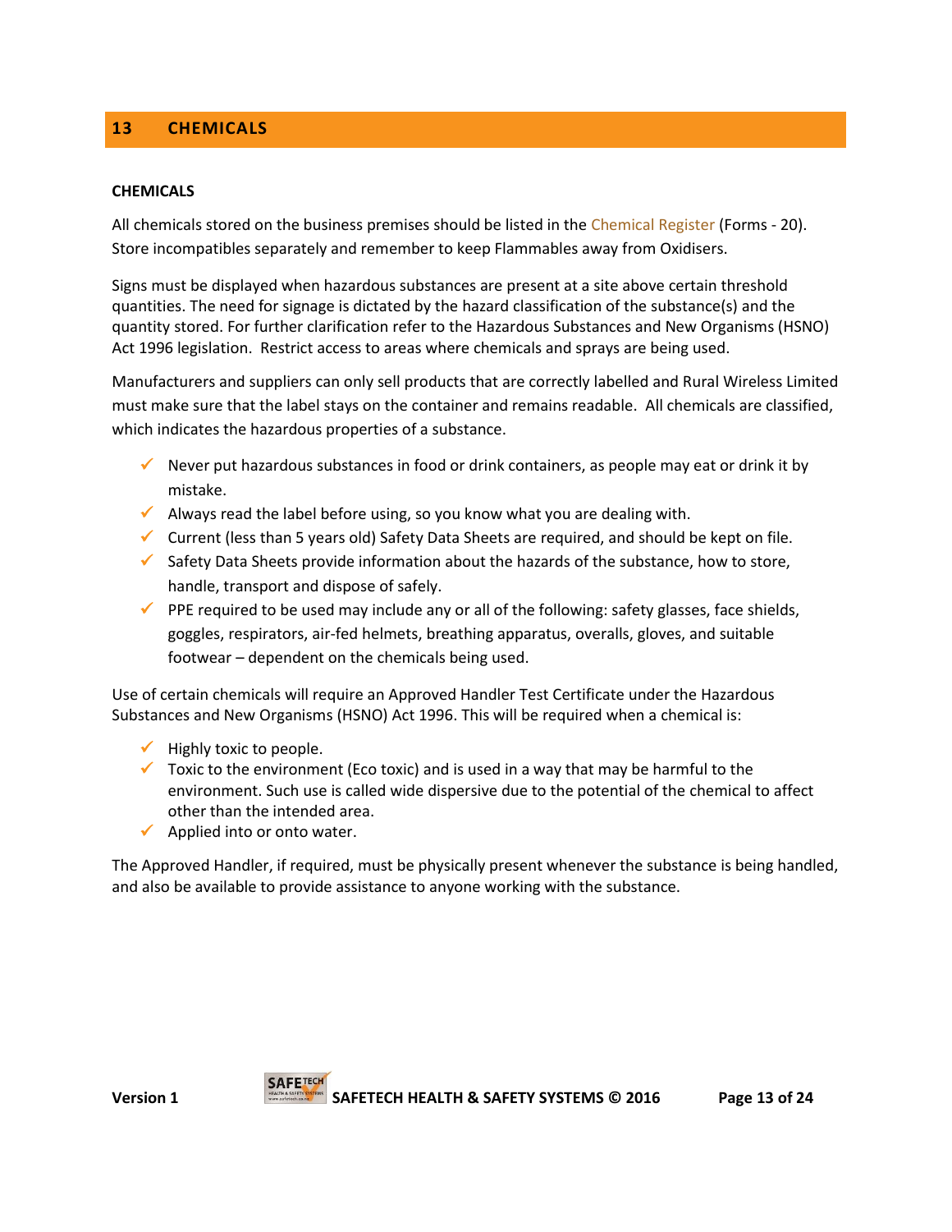## 13 CHEMICALS

**CHEMICALS**

All chemicals stored on the business premises should be listed in the Chemical Register (Forms - 20). Store incompatibles separately and remember to keep Flammables away from Oxidisers.

Signs must be displayed when hazardous substances are present at a site above certain threshold quantities. The need for signage is dictated by the hazard classification of the substance(s) and the quantity stored. For further clarification refer to the Hazardous Substances and New Organisms (HSNO) Act 1996 legislation. Restrict access to areas where chemicals and sprays are being used.

Manufacturers and suppliers can only sell products that are correctly labelled and Rural Wireless Limited must make sure that the label stays on the container and remains readable. All chemicals are classified, which indicates the hazardous properties of a substance.

- Never put hazardous substances in food or drink containers, as people may eat or drink it by mistake.
- Always read the label before using, so you know what you are dealing with.
- Current (less than 5 years old) Safety Data Sheets are required, and should be kept on file.
- Safety Data Sheets provide information about the hazards of the substance, how to store, handle, transport and dispose of safely.
- PPE required to be used may include any or all of the following: safety glasses, face shields, goggles, respirators, air-fed helmets, breathing apparatus, overalls, gloves, and suitable footwear – dependent on the chemicals being used.

Use of certain chemicals will require an Approved Handler Test Certificate under the Hazardous Substances and New Organisms (HSNO) Act 1996. This will be required when a chemical is:

- Highly toxic to people.
- Toxic to the environment (Eco toxic) and is used in a way that may be harmful to the environment. Such use is called wide dispersive due to the potential of the chemical to affect other than the intended area.
- Applied into or onto water.

The Approved Handler, if required, must be physically present whenever the substance is being handled, and also be available to provide assistance to anyone working with the substance.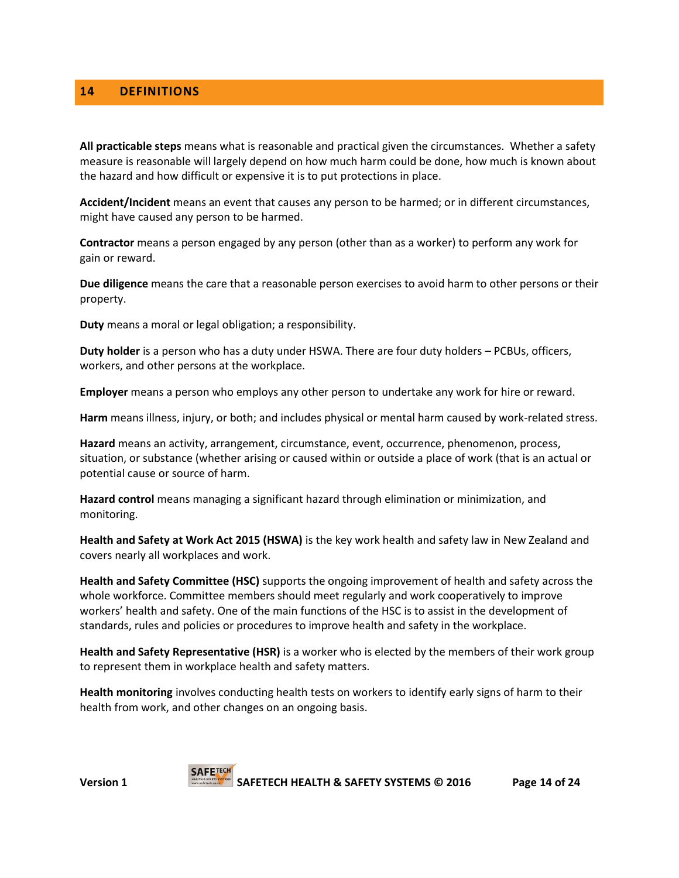## 14 DEFINITIONS

**All practicable steps** means what is reasonable and practical given the circumstances. Whether a safety measure is reasonable will largely depend on how much harm could be done, how much is known about the hazard and how difficult or expensive it is to put protections in place.

**Accident/Incident** means an event that causes any person to be harmed; or in different circumstances, might have caused any person to be harmed.

**Contractor** means a person engaged by any person (other than as a worker) to perform any work for gain or reward.

**Due diligence** means the care that a reasonable person exercises to avoid harm to other persons or their property.

**Duty** means a moral or legal obligation; a responsibility.

**Duty holder** is a person who has a duty under HSWA. There are four duty holders – PCBUs, officers, workers, and other persons at the workplace.

**Employer** means a person who employs any other person to undertake any work for hire or reward.

**Harm** means illness, injury, or both; and includes physical or mental harm caused by work-related stress.

**Hazard** means an activity, arrangement, circumstance, event, occurrence, phenomenon, process, situation, or substance (whether arising or caused within or outside a place of work (that is an actual or potential cause or source of harm.

**Hazard control** means managing a significant hazard through elimination or minimization, and monitoring.

**Health and Safety at Work Act 2015 (HSWA)** is the key work health and safety law in New Zealand and covers nearly all workplaces and work.

**Health and Safety Committee (HSC)** supports the ongoing improvement of health and safety across the whole workforce. Committee members should meet regularly and work cooperatively to improve workers' health and safety. One of the main functions of the HSC is to assist in the development of standards, rules and policies or procedures to improve health and safety in the workplace.

**Health and Safety Representative (HSR)** is a worker who is elected by the members of their work group to represent them in workplace health and safety matters.

**Health monitoring** involves conducting health tests on workers to identify early signs of harm to their health from work, and other changes on an ongoing basis.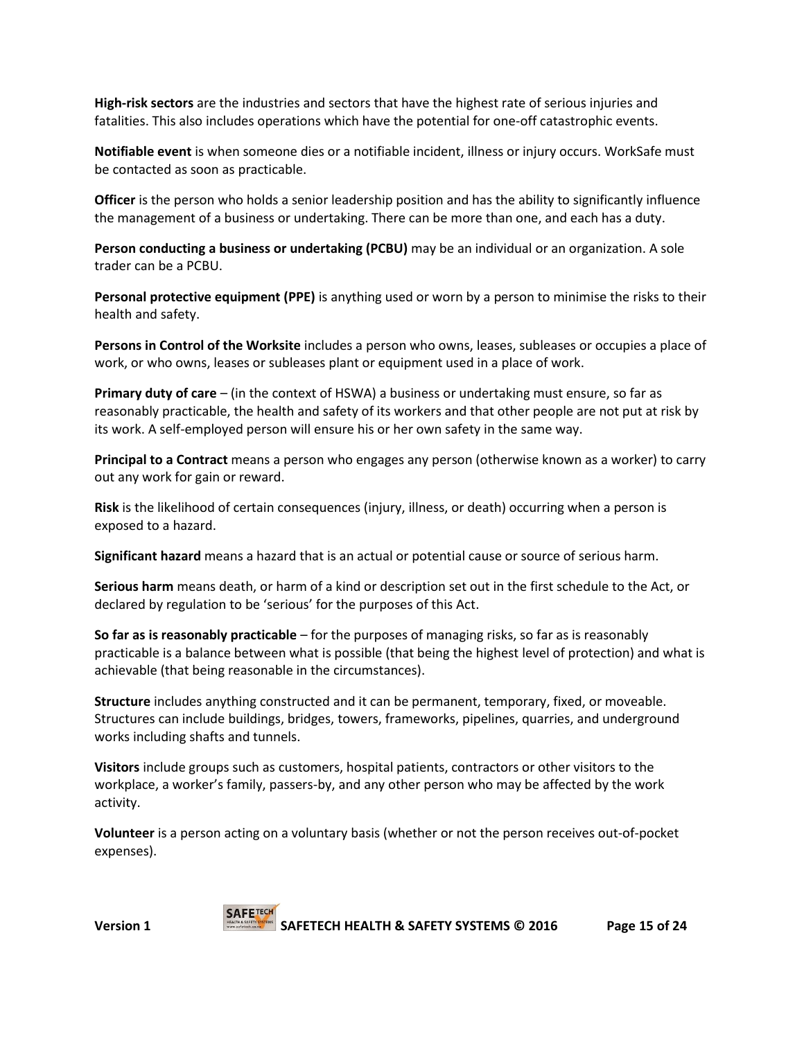**High-risk sectors** are the industries and sectors that have the highest rate of serious injuries and fatalities. This also includes operations which have the potential for one-off catastrophic events.

**Notifiable event** is when someone dies or a notifiable incident, illness or injury occurs. WorkSafe must be contacted as soon as practicable.

**Officer** is the person who holds a senior leadership position and has the ability to significantly influence the management of a business or undertaking. There can be more than one, and each has a duty.

**Person conducting a business or undertaking (PCBU)** may be an individual or an organization. A sole trader can be a PCBU.

**Personal protective equipment (PPE)** is anything used or worn by a person to minimise the risks to their health and safety.

**Persons in Control of the Worksite** includes a person who owns, leases, subleases or occupies a place of work, or who owns, leases or subleases plant or equipment used in a place of work.

**Primary duty of care** – (in the context of HSWA) a business or undertaking must ensure, so far as reasonably practicable, the health and safety of its workers and that other people are not put at risk by its work. A self-employed person will ensure his or her own safety in the same way.

**Principal to a Contract** means a person who engages any person (otherwise known as a worker) to carry out any work for gain or reward.

**Risk** is the likelihood of certain consequences (injury, illness, or death) occurring when a person is exposed to a hazard.

**Significant hazard** means a hazard that is an actual or potential cause or source of serious harm.

**Serious harm** means death, or harm of a kind or description set out in the first schedule to the Act, or declared by regulation to be 'serious' for the purposes of this Act.

**So far as is reasonably practicable** – for the purposes of managing risks, so far as is reasonably practicable is a balance between what is possible (that being the highest level of protection) and what is achievable (that being reasonable in the circumstances).

**Structure** includes anything constructed and it can be permanent, temporary, fixed, or moveable. Structures can include buildings, bridges, towers, frameworks, pipelines, quarries, and underground works including shafts and tunnels.

**Visitors** include groups such as customers, hospital patients, contractors or other visitors to the workplace, a worker's family, passers-by, and any other person who may be affected by the work activity.

**Volunteer** is a person acting on a voluntary basis (whether or not the person receives out-of-pocket expenses).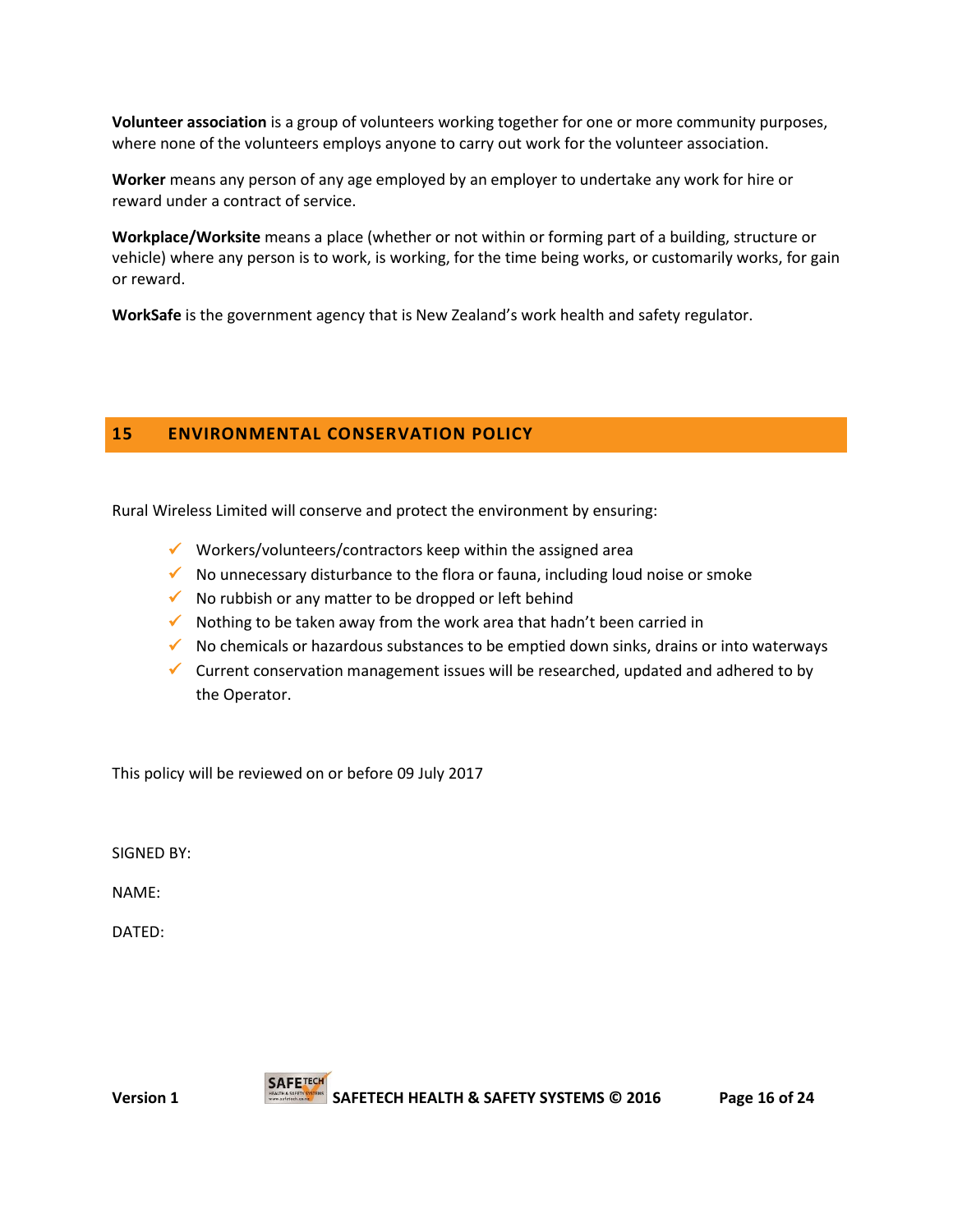**Volunteer association** is a group of volunteers working together for one or more community purposes, where none of the volunteers employs anyone to carry out work for the volunteer association.

**Worker** means any person of any age employed by an employer to undertake any work for hire or reward under a contract of service.

**Workplace/Worksite** means a place (whether or not within or forming part of a building, structure or vehicle) where any person is to work, is working, for the time being works, or customarily works, for gain or reward.

**WorkSafe** is the government agency that is New Zealand's work health and safety regulator.

## 15 ENVIRONMENTAL CONSERVATION POLICY

Rural Wireless Limited will conserve and protect the environment by ensuring:

- ✓ Workers/volunteers/contractors keep within the assigned area
- ✓ No unnecessary disturbance to the flora or fauna, including loud noise or smoke
- ✓ No rubbish or any matter to be dropped or left behind
- ✓ Nothing to be taken away from the work area that hadn't been carried in
- ✓ No chemicals or hazardous substances to be emptied down sinks, drains or into waterways
- ✓ Current conservation management issues will be researched, updated and adhered to by the Operator.

This policy will be reviewed on or before 09 July 2017

SIGNED BY:

NAME:

DATED: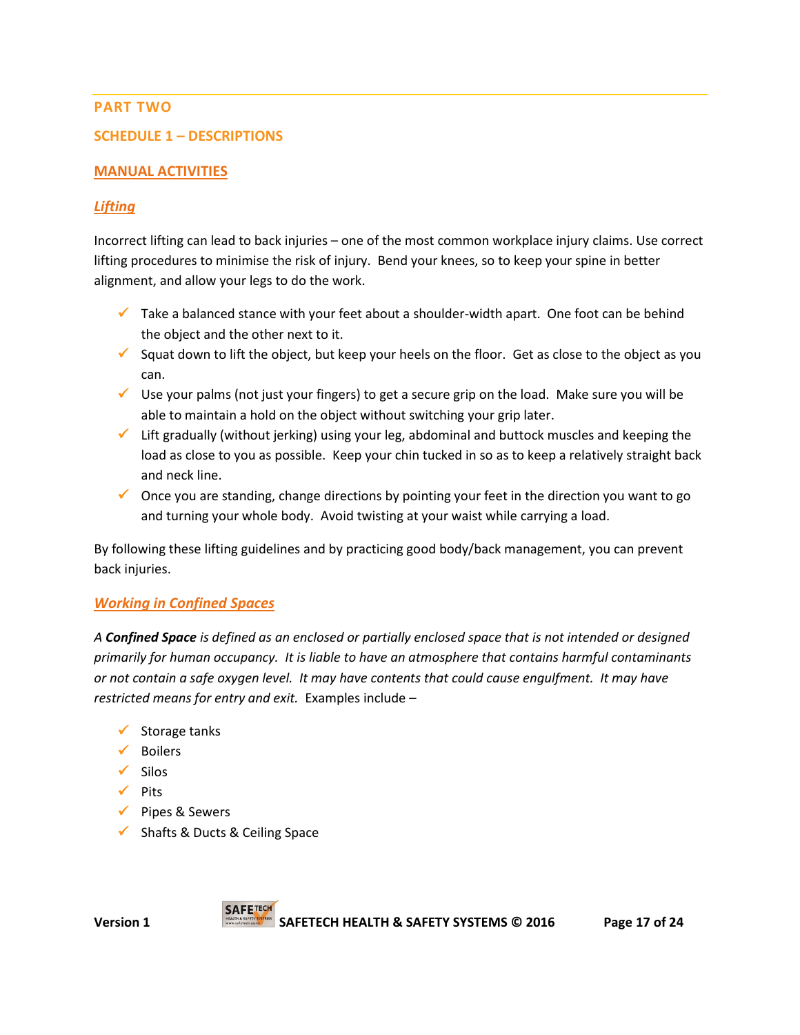## PART TWO

## SCHEDULE 1 – DESCRIPTIONS

### MANUAL ACTIVITIES

#### *Lifting*

Incorrect lifting can lead to back injuries – one of the most common workplace injury claims. Use correct lifting procedures to minimise the risk of injury. Bend your knees, so to keep your spine in better alignment, and allow your legs to do the work.

- ✓ Take a balanced stance with your feet about a shoulder-width apart. One foot can be behind the object and the other next to it.
- ✓ Squat down to lift the object, but keep your heels on the floor. Get as close to the object as you can.
- ✓ Use your palms (not just your fingers) to get a secure grip on the load. Make sure you will be able to maintain a hold on the object without switching your grip later.
- ✓ Lift gradually (without jerking) using your leg, abdominal and buttock muscles and keeping the load as close to you as possible. Keep your chin tucked in so as to keep a relatively straight back and neck line.
- ✓ Once you are standing, change directions by pointing your feet in the direction you want to go and turning your whole body. Avoid twisting at your waist while carrying a load.

By following these lifting guidelines and by practicing good body/back management, you can prevent back injuries.

#### *Working in Confined Spaces*

*A **Confined Space** is defined as an enclosed or partially enclosed space that is not intended or designed primarily for human occupancy. It is liable to have an atmosphere that contains harmful contaminants or not contain a safe oxygen level. It may have contents that could cause engulfment. It may have restricted means for entry and exit.* Examples include –

- ✓ Storage tanks
- ✓ Boilers
- ✓ Silos
- ✓ Pits
- ✓ Pipes & Sewers
- ✓ Shafts & Ducts & Ceiling Space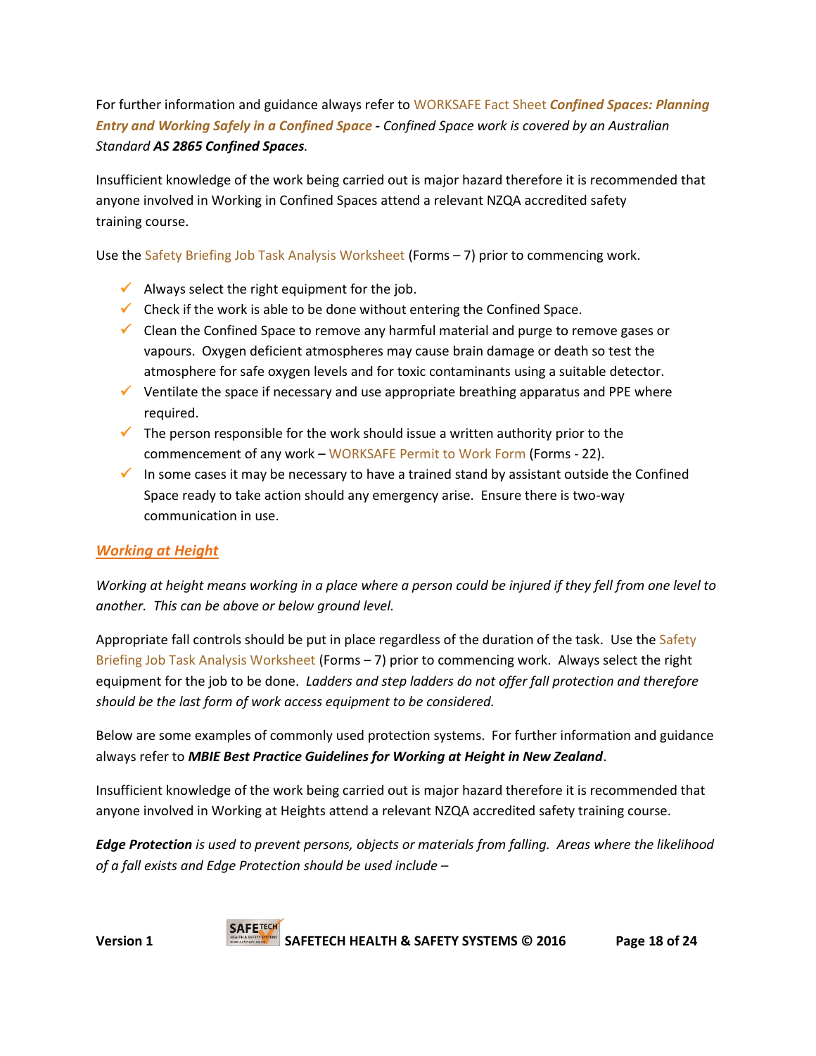For further information and guidance always refer to WORKSAFE Fact Sheet ***Confined Spaces: Planning Entry and Working Safely in a Confined Space*** **-** *Confined Space work is covered by an Australian Standard* ***AS 2865 Confined Spaces****.*

Insufficient knowledge of the work being carried out is major hazard therefore it is recommended that anyone involved in Working in Confined Spaces attend a relevant NZQA accredited safety training course.

Use the Safety Briefing Job Task Analysis Worksheet (Forms – 7) prior to commencing work.

- ✓ Always select the right equipment for the job.
- ✓ Check if the work is able to be done without entering the Confined Space.
- ✓ Clean the Confined Space to remove any harmful material and purge to remove gases or vapours. Oxygen deficient atmospheres may cause brain damage or death so test the atmosphere for safe oxygen levels and for toxic contaminants using a suitable detector.
- ✓ Ventilate the space if necessary and use appropriate breathing apparatus and PPE where required.
- ✓ The person responsible for the work should issue a written authority prior to the commencement of any work – WORKSAFE Permit to Work Form (Forms - 22).
- ✓ In some cases it may be necessary to have a trained stand by assistant outside the Confined Space ready to take action should any emergency arise. Ensure there is two-way communication in use.

## Working at Height

*Working at height means working in a place where a person could be injured if they fell from one level to another. This can be above or below ground level.*

Appropriate fall controls should be put in place regardless of the duration of the task. Use the Safety Briefing Job Task Analysis Worksheet (Forms – 7) prior to commencing work. Always select the right equipment for the job to be done. *Ladders and step ladders do not offer fall protection and therefore should be the last form of work access equipment to be considered.*

Below are some examples of commonly used protection systems. For further information and guidance always refer to ***MBIE Best Practice Guidelines for Working at Height in New Zealand***.

Insufficient knowledge of the work being carried out is major hazard therefore it is recommended that anyone involved in Working at Heights attend a relevant NZQA accredited safety training course.

***Edge Protection*** *is used to prevent persons, objects or materials from falling. Areas where the likelihood of a fall exists and Edge Protection should be used include –*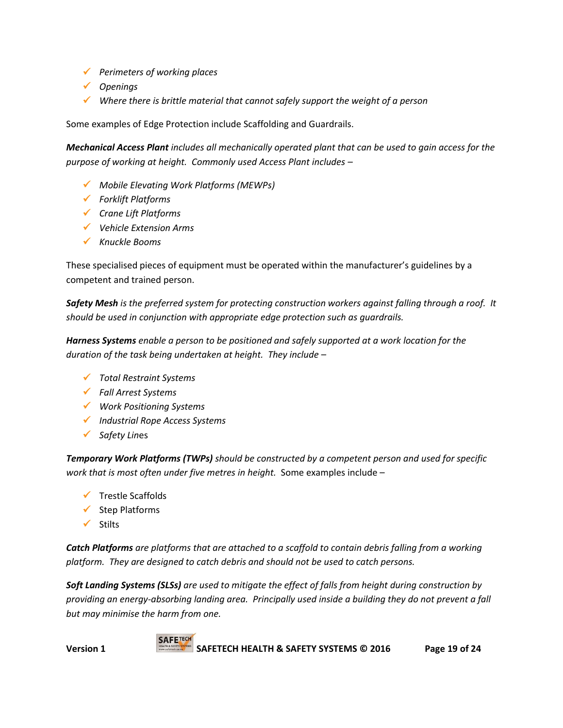- *Perimeters of working places*
- *Openings*
- *Where there is brittle material that cannot safely support the weight of a person*

Some examples of Edge Protection include Scaffolding and Guardrails.

***Mechanical Access Plant** includes all mechanically operated plant that can be used to gain access for the purpose of working at height. Commonly used Access Plant includes –*

- *Mobile Elevating Work Platforms (MEWPs)*
- *Forklift Platforms*
- *Crane Lift Platforms*
- *Vehicle Extension Arms*
- *Knuckle Booms*

These specialised pieces of equipment must be operated within the manufacturer's guidelines by a competent and trained person.

***Safety Mesh** is the preferred system for protecting construction workers against falling through a roof. It should be used in conjunction with appropriate edge protection such as guardrails.*

***Harness Systems** enable a person to be positioned and safely supported at a work location for the duration of the task being undertaken at height. They include –*

- *Total Restraint Systems*
- *Fall Arrest Systems*
- *Work Positioning Systems*
- *Industrial Rope Access Systems*
- *Safety Lines*

***Temporary Work Platforms (TWPs)** should be constructed by a competent person and used for specific work that is most often under five metres in height.* Some examples include –

- Trestle Scaffolds
- Step Platforms
- Stilts

***Catch Platforms** are platforms that are attached to a scaffold to contain debris falling from a working platform. They are designed to catch debris and should not be used to catch persons.*

***Soft Landing Systems (SLSs)** are used to mitigate the effect of falls from height during construction by providing an energy-absorbing landing area. Principally used inside a building they do not prevent a fall but may minimise the harm from one.*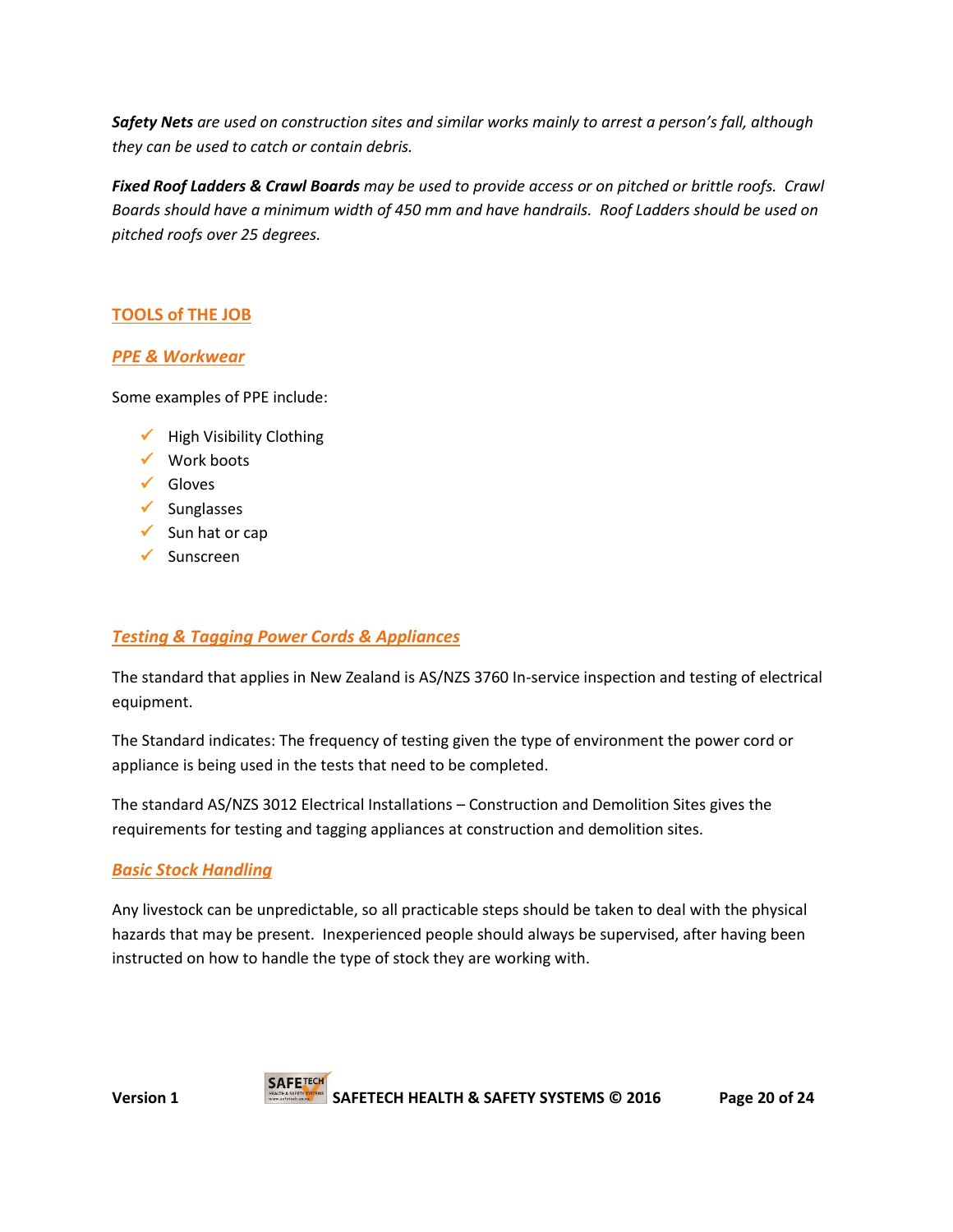***Safety Nets*** *are used on construction sites and similar works mainly to arrest a person's fall, although they can be used to catch or contain debris.*

***Fixed Roof Ladders & Crawl Boards*** *may be used to provide access or on pitched or brittle roofs. Crawl Boards should have a minimum width of 450 mm and have handrails. Roof Ladders should be used on pitched roofs over 25 degrees.*

## TOOLS of THE JOB

### *PPE & Workwear*

Some examples of PPE include:

- ✓ High Visibility Clothing
- ✓ Work boots
- ✓ Gloves
- ✓ Sunglasses
- ✓ Sun hat or cap
- ✓ Sunscreen

### *Testing & Tagging Power Cords & Appliances*

The standard that applies in New Zealand is AS/NZS 3760 In-service inspection and testing of electrical equipment.

The Standard indicates: The frequency of testing given the type of environment the power cord or appliance is being used in the tests that need to be completed.

The standard AS/NZS 3012 Electrical Installations – Construction and Demolition Sites gives the requirements for testing and tagging appliances at construction and demolition sites.

### *Basic Stock Handling*

Any livestock can be unpredictable, so all practicable steps should be taken to deal with the physical hazards that may be present. Inexperienced people should always be supervised, after having been instructed on how to handle the type of stock they are working with.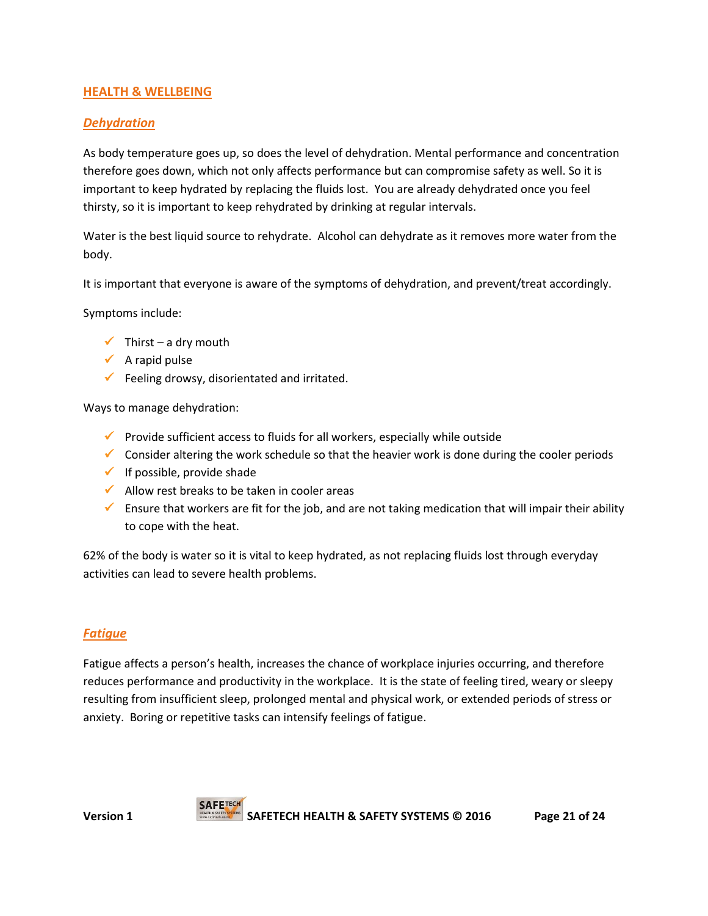## HEALTH & WELLBEING

### *Dehydration*

As body temperature goes up, so does the level of dehydration. Mental performance and concentration therefore goes down, which not only affects performance but can compromise safety as well. So it is important to keep hydrated by replacing the fluids lost. You are already dehydrated once you feel thirsty, so it is important to keep rehydrated by drinking at regular intervals.

Water is the best liquid source to rehydrate. Alcohol can dehydrate as it removes more water from the body.

It is important that everyone is aware of the symptoms of dehydration, and prevent/treat accordingly.

Symptoms include:

- Thirst – a dry mouth
- A rapid pulse
- Feeling drowsy, disorientated and irritated.

Ways to manage dehydration:

- Provide sufficient access to fluids for all workers, especially while outside
- Consider altering the work schedule so that the heavier work is done during the cooler periods
- If possible, provide shade
- Allow rest breaks to be taken in cooler areas
- Ensure that workers are fit for the job, and are not taking medication that will impair their ability to cope with the heat.

62% of the body is water so it is vital to keep hydrated, as not replacing fluids lost through everyday activities can lead to severe health problems.

### *Fatigue*

Fatigue affects a person's health, increases the chance of workplace injuries occurring, and therefore reduces performance and productivity in the workplace. It is the state of feeling tired, weary or sleepy resulting from insufficient sleep, prolonged mental and physical work, or extended periods of stress or anxiety. Boring or repetitive tasks can intensify feelings of fatigue.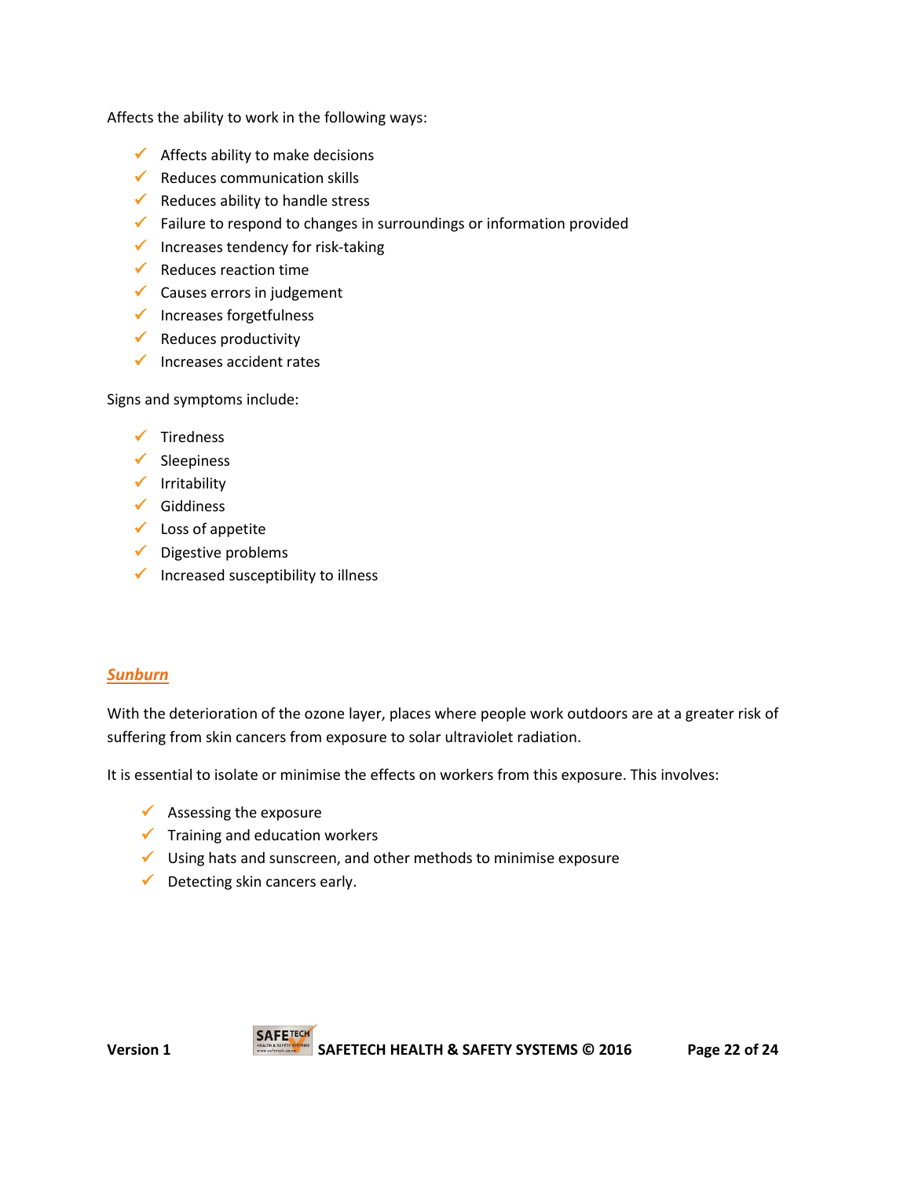Affects the ability to work in the following ways:

- Affects ability to make decisions
- Reduces communication skills
- Reduces ability to handle stress
- Failure to respond to changes in surroundings or information provided
- Increases tendency for risk-taking
- Reduces reaction time
- Causes errors in judgement
- Increases forgetfulness
- Reduces productivity
- Increases accident rates

Signs and symptoms include:

- Tiredness
- Sleepiness
- Irritability
- Giddiness
- Loss of appetite
- Digestive problems
- Increased susceptibility to illness

## ***Sunburn***

With the deterioration of the ozone layer, places where people work outdoors are at a greater risk of suffering from skin cancers from exposure to solar ultraviolet radiation.

It is essential to isolate or minimise the effects on workers from this exposure. This involves:

- Assessing the exposure
- Training and education workers
- Using hats and sunscreen, and other methods to minimise exposure
- Detecting skin cancers early.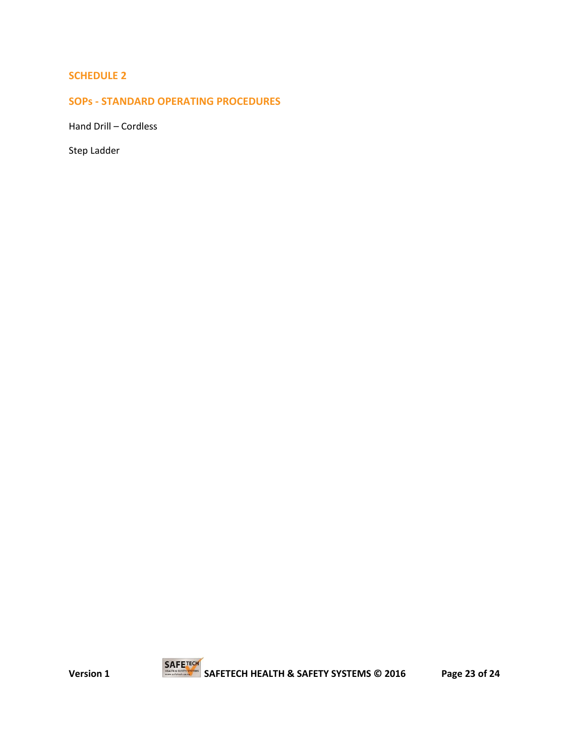## SCHEDULE 2

## SOPs - STANDARD OPERATING PROCEDURES

Hand Drill – Cordless

Step Ladder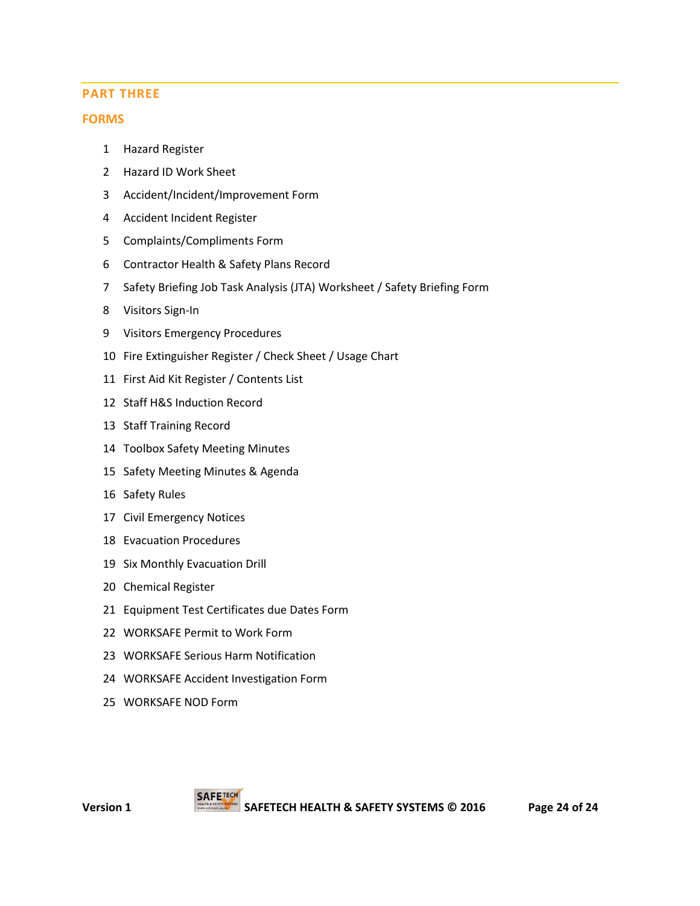## PART THREE

## FORMS

1. Hazard Register
2. Hazard ID Work Sheet
3. Accident/Incident/Improvement Form
4. Accident Incident Register
5. Complaints/Compliments Form
6. Contractor Health & Safety Plans Record
7. Safety Briefing Job Task Analysis (JTA) Worksheet / Safety Briefing Form
8. Visitors Sign-In
9. Visitors Emergency Procedures
10. Fire Extinguisher Register / Check Sheet / Usage Chart
11. First Aid Kit Register / Contents List
12. Staff H&S Induction Record
13. Staff Training Record
14. Toolbox Safety Meeting Minutes
15. Safety Meeting Minutes & Agenda
16. Safety Rules
17. Civil Emergency Notices
18. Evacuation Procedures
19. Six Monthly Evacuation Drill
20. Chemical Register
21. Equipment Test Certificates due Dates Form
22. WORKSAFE Permit to Work Form
23. WORKSAFE Serious Harm Notification
24. WORKSAFE Accident Investigation Form
25. WORKSAFE NOD Form